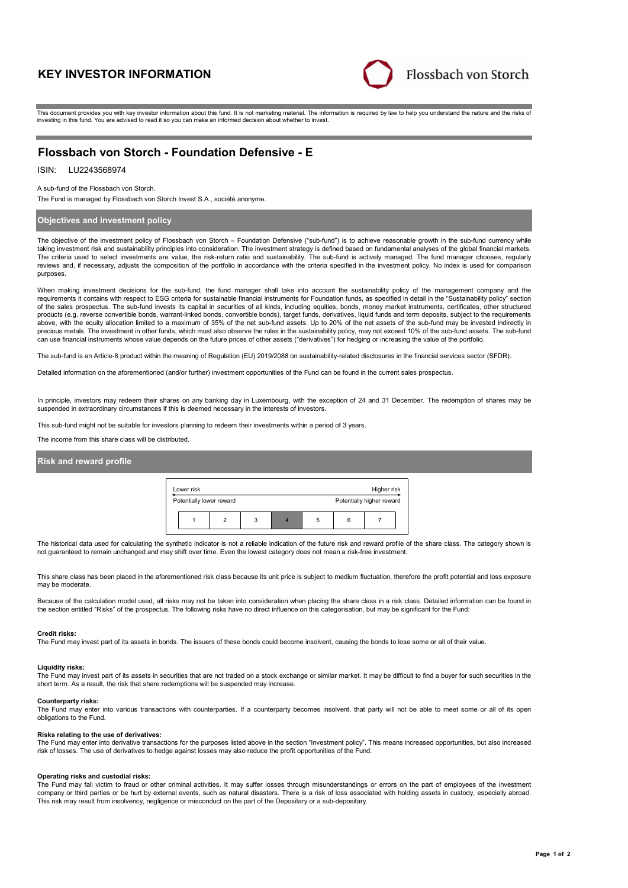# KEY INVESTOR INFORMATION

Flossbach von Storch

This document provides you with key investor information about this fund. It is not marketing material. The information is required by law to help you understand the nature and the risks of investing in this fund. You are advised to read it so you can make an informed decision about whether to invest.

## Flossbach von Storch - Foundation Defensive - E

ISIN: LU2243568974

A sub-fund of the Flossbach von Storch.

The Fund is managed by Flossbach von Storch Invest S.A., société anonyme.

### Objectives and investment policy

The objective of the investment policy of Flossbach von Storch – Foundation Defensive ("sub-fund") is to achieve reasonable growth in the sub-fund currency while taking investment risk and sustainability principles into consideration. The investment strategy is defined based on fundamental analyses of the global financial markets. The criteria used to select investments are value, the risk-return ratio and sustainability. The sub-fund is actively managed. The fund manager chooses, regularly reviews and, if necessary, adjusts the composition of the portfolio in accordance with the criteria specified in the investment policy. No index is used for comparison purposes.

When making investment decisions for the sub-fund, the fund manager shall take into account the sustainability policy of the management company and the requirements it contains with respect to ESG criteria for sustainable financial instruments for Foundation funds, as specified in detail in the "Sustainability policy" section of the sales prospectus. The sub-fund invests its capital in securities of all kinds, including equities, bonds, money market instruments, certificates, other structured products (e.g. reverse convertible bonds, warrant-linked bonds, convertible bonds), target funds, derivatives, liquid funds and term deposits, subject to the requirements above, with the equity allocation limited to a maximum of 35% of the net sub-fund assets. Up to 20% of the net assets of the sub-fund may be invested indirectly in precious metals. The investment in other funds, which must also observe the rules in the sustainability policy, may not exceed 10% of the sub-fund assets. The sub-fund can use financial instruments whose value depends on the future prices of other assets ("derivatives") for hedging or increasing the value of the portfolio.

The sub-fund is an Article-8 product within the meaning of Regulation (EU) 2019/2088 on sustainability-related disclosures in the financial services sector (SFDR).

Detailed information on the aforementioned (and/or further) investment opportunities of the Fund can be found in the current sales prospectus.

In principle, investors may redeem their shares on any banking day in Luxembourg, with the exception of 24 and 31 December. The redemption of shares may be suspended in extraordinary circumstances if this is deemed necessary in the interests of investors.

This sub-fund might not be suitable for investors planning to redeem their investments within a period of 3 years.

The income from this share class will be distributed.

### Risk and reward profile

| Lower risk | | | | | | Higher risk |
|---|---|---|---|---|---|---|
| Potentially lower reward | | | | | | Potentially higher reward |
| 1 | 2 | 3 | **4** | 5 | 6 | 7 |

The historical data used for calculating the synthetic indicator is not a reliable indication of the future risk and reward profile of the share class. The category shown is not guaranteed to remain unchanged and may shift over time. Even the lowest category does not mean a risk-free investment.

This share class has been placed in the aforementioned risk class because its unit price is subject to medium fluctuation, therefore the profit potential and loss exposure may be moderate.

Because of the calculation model used, all risks may not be taken into consideration when placing the share class in a risk class. Detailed information can be found in the section entitled "Risks" of the prospectus. The following risks have no direct influence on this categorisation, but may be significant for the Fund:

**Credit risks:**
The Fund may invest part of its assets in bonds. The issuers of these bonds could become insolvent, causing the bonds to lose some or all of their value.

**Liquidity risks:**
The Fund may invest part of its assets in securities that are not traded on a stock exchange or similar market. It may be difficult to find a buyer for such securities in the short term. As a result, the risk that share redemptions will be suspended may increase.

**Counterparty risks:**
The Fund may enter into various transactions with counterparties. If a counterparty becomes insolvent, that party will not be able to meet some or all of its open obligations to the Fund.

**Risks relating to the use of derivatives:**
The Fund may enter into derivative transactions for the purposes listed above in the section "Investment policy". This means increased opportunities, but also increased risk of losses. The use of derivatives to hedge against losses may also reduce the profit opportunities of the Fund.

**Operating risks and custodial risks:**
The Fund may fall victim to fraud or other criminal activities. It may suffer losses through misunderstandings or errors on the part of employees of the investment company or third parties or be hurt by external events, such as natural disasters. There is a risk of loss associated with holding assets in custody, especially abroad. This risk may result from insolvency, negligence or misconduct on the part of the Depositary or a sub-depositary.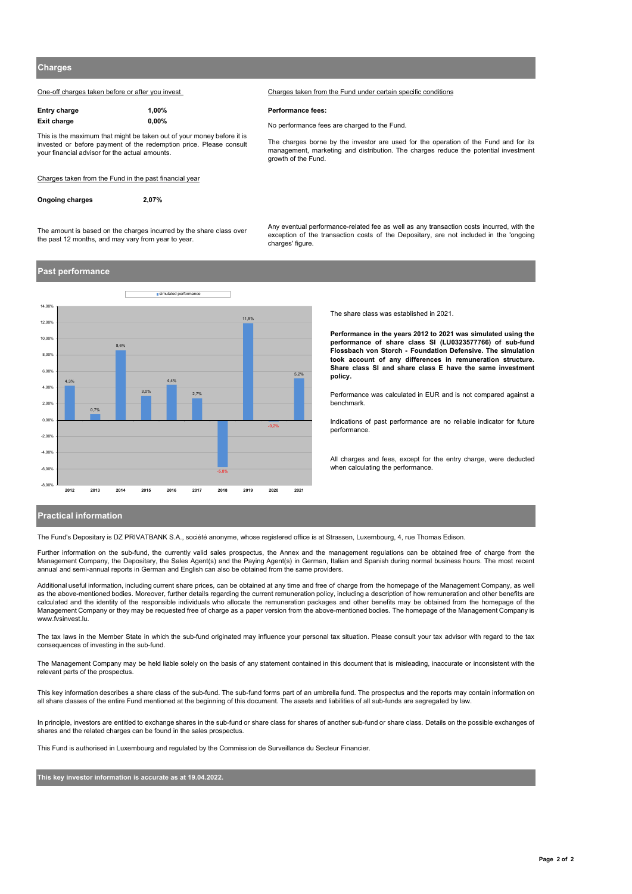## Charges

One-off charges taken before or after you invest

| | |
|---|---|
| **Entry charge** | **1,00%** |
| **Exit charge** | **0,00%** |

This is the maximum that might be taken out of your money before it is invested or before payment of the redemption price. Please consult your financial advisor for the actual amounts.

Charges taken from the Fund in the past financial year

| | |
|---|---|
| **Ongoing charges** | **2,07%** |

The amount is based on the charges incurred by the share class over the past 12 months, and may vary from year to year.

Charges taken from the Fund under certain specific conditions

**Performance fees:**

No performance fees are charged to the Fund.

The charges borne by the investor are used for the operation of the Fund and for its management, marketing and distribution. The charges reduce the potential investment growth of the Fund.

Any eventual performance-related fee as well as any transaction costs incurred, with the exception of the transaction costs of the Depositary, are not included in the 'ongoing charges' figure.

## Past performance

simulated performance

14,00%
12,00%
10,00%
8,00%
6,00%
4,00%
2,00%
0,00%
-2,00%
-4,00%
-6,00%
-8,00%

4,3%
0,7%
8,6%
3,0%
4,4%
2,7%
-5,8%
11,9%
-0,2%
5,2%

2012 2013 2014 2015 2016 2017 2018 2019 2020 2021

The share class was established in 2021.

**Performance in the years 2012 to 2021 was simulated using the performance of share class SI (LU0323577766) of sub-fund Flossbach von Storch - Foundation Defensive. The simulation took account of any differences in remuneration structure. Share class SI and share class E have the same investment policy.**

Performance was calculated in EUR and is not compared against a benchmark.

Indications of past performance are no reliable indicator for future performance.

All charges and fees, except for the entry charge, were deducted when calculating the performance.

## Practical information

The Fund's Depositary is DZ PRIVATBANK S.A., société anonyme, whose registered office is at Strassen, Luxembourg, 4, rue Thomas Edison.

Further information on the sub-fund, the currently valid sales prospectus, the Annex and the management regulations can be obtained free of charge from the Management Company, the Depositary, the Sales Agent(s) and the Paying Agent(s) in German, Italian and Spanish during normal business hours. The most recent annual and semi-annual reports in German and English can also be obtained from the same providers.

Additional useful information, including current share prices, can be obtained at any time and free of charge from the homepage of the Management Company, as well as the above-mentioned bodies. Moreover, further details regarding the current remuneration policy, including a description of how remuneration and other benefits are calculated and the identity of the responsible individuals who allocate the remuneration packages and other benefits may be obtained from the homepage of the Management Company or they may be requested free of charge as a paper version from the above-mentioned bodies. The homepage of the Management Company is www.fvsinvest.lu.

The tax laws in the Member State in which the sub-fund originated may influence your personal tax situation. Please consult your tax advisor with regard to the tax consequences of investing in the sub-fund.

The Management Company may be held liable solely on the basis of any statement contained in this document that is misleading, inaccurate or inconsistent with the relevant parts of the prospectus.

This key information describes a share class of the sub-fund. The sub-fund forms part of an umbrella fund. The prospectus and the reports may contain information on all share classes of the entire Fund mentioned at the beginning of this document. The assets and liabilities of all sub-funds are segregated by law.

In principle, investors are entitled to exchange shares in the sub-fund or share class for shares of another sub-fund or share class. Details on the possible exchanges of shares and the related charges can be found in the sales prospectus.

This Fund is authorised in Luxembourg and regulated by the Commission de Surveillance du Secteur Financier.

**This key investor information is accurate as at 19.04.2022.**